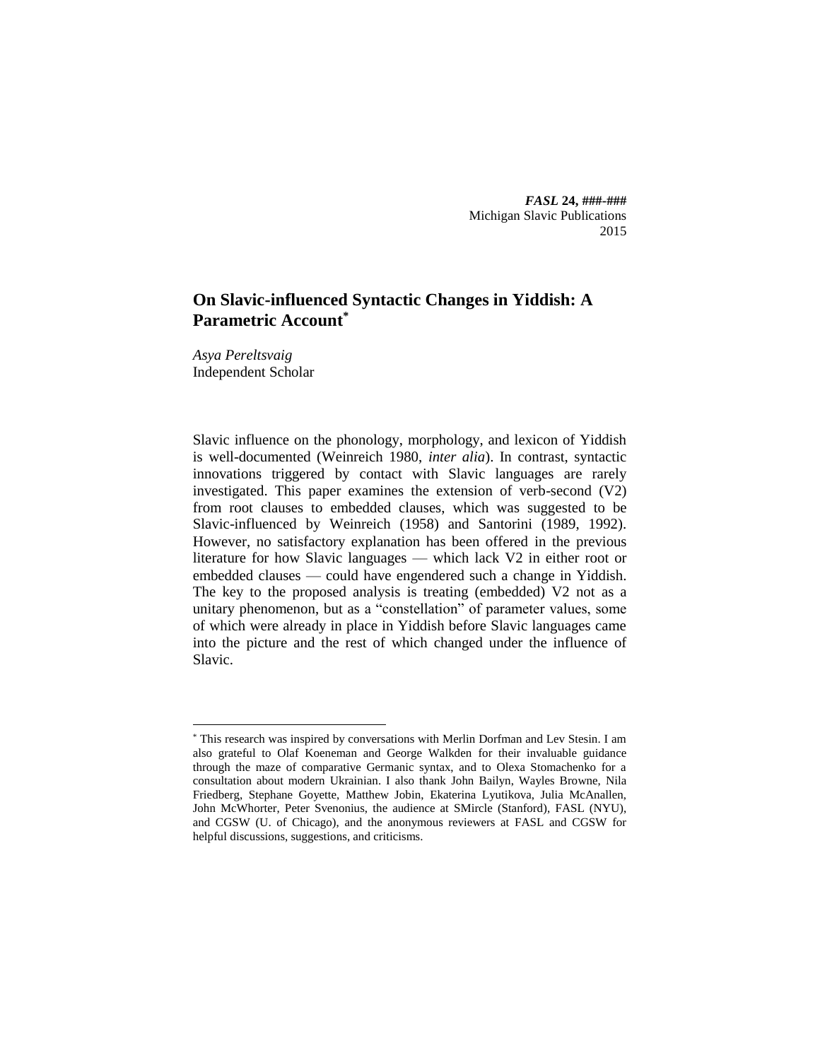# On Slavic-influenced Syntactic Changes in Yiddish: A Parametric Account[*]

*Asya Pereltsvaig*
Independent Scholar

Slavic influence on the phonology, morphology, and lexicon of Yiddish is well-documented (Weinreich 1980, *inter alia*). In contrast, syntactic innovations triggered by contact with Slavic languages are rarely investigated. This paper examines the extension of verb-second (V2) from root clauses to embedded clauses, which was suggested to be Slavic-influenced by Weinreich (1958) and Santorini (1989, 1992). However, no satisfactory explanation has been offered in the previous literature for how Slavic languages — which lack V2 in either root or embedded clauses — could have engendered such a change in Yiddish. The key to the proposed analysis is treating (embedded) V2 not as a unitary phenomenon, but as a "constellation" of parameter values, some of which were already in place in Yiddish before Slavic languages came into the picture and the rest of which changed under the influence of Slavic.

---

[*] This research was inspired by conversations with Merlin Dorfman and Lev Stesin. I am also grateful to Olaf Koeneman and George Walkden for their invaluable guidance through the maze of comparative Germanic syntax, and to Olexa Stomachenko for a consultation about modern Ukrainian. I also thank John Bailyn, Wayles Browne, Nila Friedberg, Stephane Goyette, Matthew Jobin, Ekaterina Lyutikova, Julia McAnallen, John McWhorter, Peter Svenonius, the audience at SMircle (Stanford), FASL (NYU), and CGSW (U. of Chicago), and the anonymous reviewers at FASL and CGSW for helpful discussions, suggestions, and criticisms.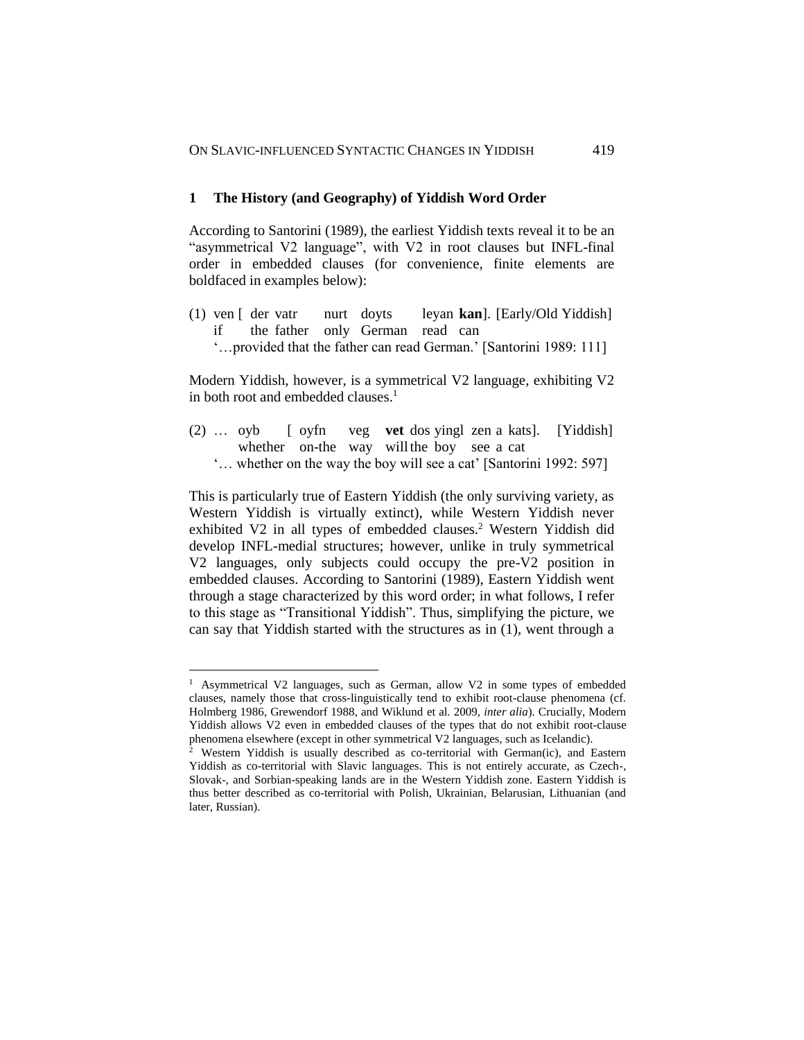## 1 The History (and Geography) of Yiddish Word Order

According to Santorini (1989), the earliest Yiddish texts reveal it to be an "asymmetrical V2 language", with V2 in root clauses but INFL-final order in embedded clauses (for convenience, finite elements are boldfaced in examples below):

(1) ven [ der vatr nurt doyts leyan **kan**]. [Early/Old Yiddish]
    if the father only German read can
    '…provided that the father can read German.' [Santorini 1989: 111]

Modern Yiddish, however, is a symmetrical V2 language, exhibiting V2 in both root and embedded clauses.[1]

(2) … oyb [ oyfn veg **vet** dos yingl zen a kats]. [Yiddish]
    whether on-the way will the boy see a cat
    '… whether on the way the boy will see a cat' [Santorini 1992: 597]

This is particularly true of Eastern Yiddish (the only surviving variety, as Western Yiddish is virtually extinct), while Western Yiddish never exhibited V2 in all types of embedded clauses.[2] Western Yiddish did develop INFL-medial structures; however, unlike in truly symmetrical V2 languages, only subjects could occupy the pre-V2 position in embedded clauses. According to Santorini (1989), Eastern Yiddish went through a stage characterized by this word order; in what follows, I refer to this stage as "Transitional Yiddish". Thus, simplifying the picture, we can say that Yiddish started with the structures as in (1), went through a

---

[1] Asymmetrical V2 languages, such as German, allow V2 in some types of embedded clauses, namely those that cross-linguistically tend to exhibit root-clause phenomena (cf. Holmberg 1986, Grewendorf 1988, and Wiklund et al. 2009, *inter alia*). Crucially, Modern Yiddish allows V2 even in embedded clauses of the types that do not exhibit root-clause phenomena elsewhere (except in other symmetrical V2 languages, such as Icelandic).

[2] Western Yiddish is usually described as co-territorial with German(ic), and Eastern Yiddish as co-territorial with Slavic languages. This is not entirely accurate, as Czech-, Slovak-, and Sorbian-speaking lands are in the Western Yiddish zone. Eastern Yiddish is thus better described as co-territorial with Polish, Ukrainian, Belarusian, Lithuanian (and later, Russian).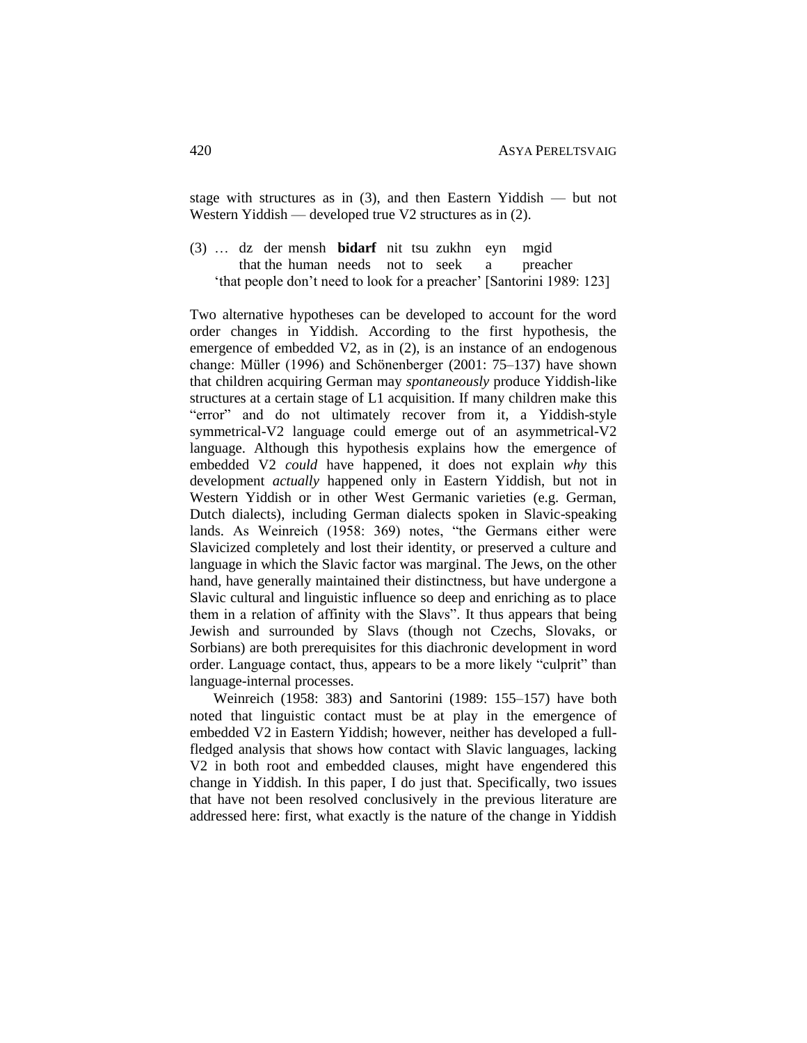stage with structures as in (3), and then Eastern Yiddish — but not Western Yiddish — developed true V2 structures as in (2).

(3) … dz der mensh **bidarf** nit tsu zukhn eyn mgid
 that the human needs not to seek a preacher
 'that people don't need to look for a preacher' [Santorini 1989: 123]

Two alternative hypotheses can be developed to account for the word order changes in Yiddish. According to the first hypothesis, the emergence of embedded V2, as in (2), is an instance of an endogenous change: Müller (1996) and Schönenberger (2001: 75–137) have shown that children acquiring German may *spontaneously* produce Yiddish-like structures at a certain stage of L1 acquisition. If many children make this "error" and do not ultimately recover from it, a Yiddish-style symmetrical-V2 language could emerge out of an asymmetrical-V2 language. Although this hypothesis explains how the emergence of embedded V2 *could* have happened, it does not explain *why* this development *actually* happened only in Eastern Yiddish, but not in Western Yiddish or in other West Germanic varieties (e.g. German, Dutch dialects), including German dialects spoken in Slavic-speaking lands. As Weinreich (1958: 369) notes, "the Germans either were Slavicized completely and lost their identity, or preserved a culture and language in which the Slavic factor was marginal. The Jews, on the other hand, have generally maintained their distinctness, but have undergone a Slavic cultural and linguistic influence so deep and enriching as to place them in a relation of affinity with the Slavs". It thus appears that being Jewish and surrounded by Slavs (though not Czechs, Slovaks, or Sorbians) are both prerequisites for this diachronic development in word order. Language contact, thus, appears to be a more likely "culprit" than language-internal processes.

Weinreich (1958: 383) and Santorini (1989: 155–157) have both noted that linguistic contact must be at play in the emergence of embedded V2 in Eastern Yiddish; however, neither has developed a full-fledged analysis that shows how contact with Slavic languages, lacking V2 in both root and embedded clauses, might have engendered this change in Yiddish. In this paper, I do just that. Specifically, two issues that have not been resolved conclusively in the previous literature are addressed here: first, what exactly is the nature of the change in Yiddish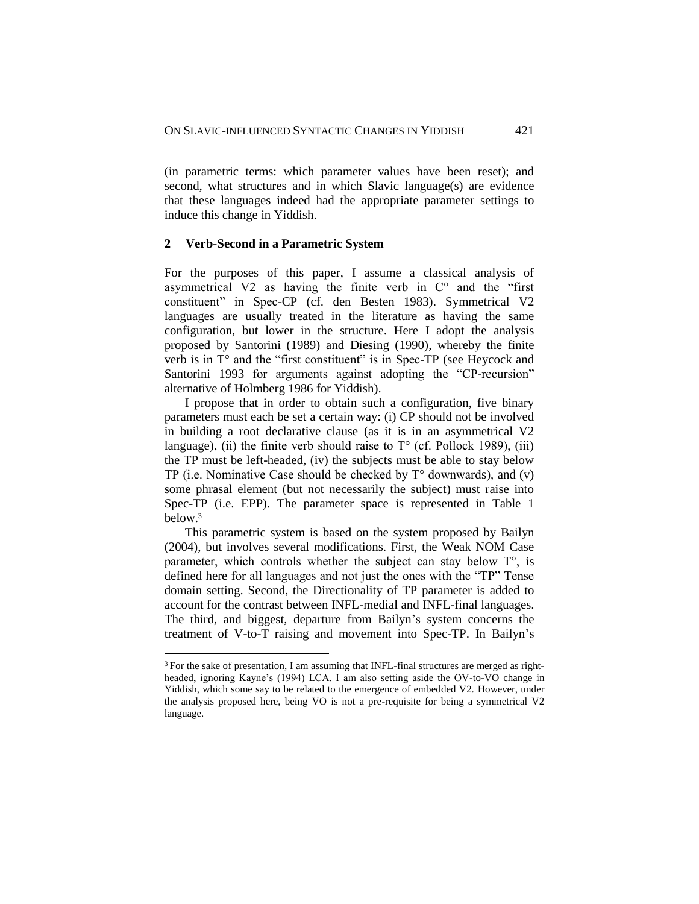(in parametric terms: which parameter values have been reset); and second, what structures and in which Slavic language(s) are evidence that these languages indeed had the appropriate parameter settings to induce this change in Yiddish.

## 2 Verb-Second in a Parametric System

For the purposes of this paper, I assume a classical analysis of asymmetrical V2 as having the finite verb in C° and the "first constituent" in Spec-CP (cf. den Besten 1983). Symmetrical V2 languages are usually treated in the literature as having the same configuration, but lower in the structure. Here I adopt the analysis proposed by Santorini (1989) and Diesing (1990), whereby the finite verb is in T° and the "first constituent" is in Spec-TP (see Heycock and Santorini 1993 for arguments against adopting the "CP-recursion" alternative of Holmberg 1986 for Yiddish).

I propose that in order to obtain such a configuration, five binary parameters must each be set a certain way: (i) CP should not be involved in building a root declarative clause (as it is in an asymmetrical V2 language), (ii) the finite verb should raise to T° (cf. Pollock 1989), (iii) the TP must be left-headed, (iv) the subjects must be able to stay below TP (i.e. Nominative Case should be checked by T° downwards), and (v) some phrasal element (but not necessarily the subject) must raise into Spec-TP (i.e. EPP). The parameter space is represented in Table 1 below.[3]

This parametric system is based on the system proposed by Bailyn (2004), but involves several modifications. First, the Weak NOM Case parameter, which controls whether the subject can stay below T°, is defined here for all languages and not just the ones with the "TP" Tense domain setting. Second, the Directionality of TP parameter is added to account for the contrast between INFL-medial and INFL-final languages. The third, and biggest, departure from Bailyn's system concerns the treatment of V-to-T raising and movement into Spec-TP. In Bailyn's

[3] For the sake of presentation, I am assuming that INFL-final structures are merged as right-headed, ignoring Kayne's (1994) LCA. I am also setting aside the OV-to-VO change in Yiddish, which some say to be related to the emergence of embedded V2. However, under the analysis proposed here, being VO is not a pre-requisite for being a symmetrical V2 language.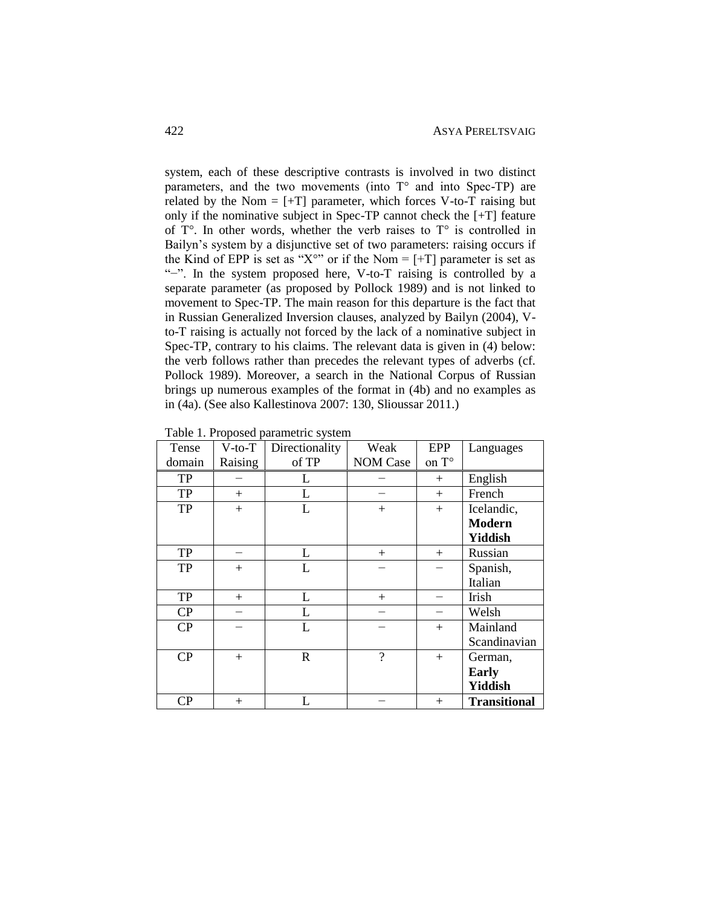system, each of these descriptive contrasts is involved in two distinct parameters, and the two movements (into T° and into Spec-TP) are related by the Nom = [+T] parameter, which forces V-to-T raising but only if the nominative subject in Spec-TP cannot check the [+T] feature of T°. In other words, whether the verb raises to T° is controlled in Bailyn's system by a disjunctive set of two parameters: raising occurs if the Kind of EPP is set as "X°" or if the Nom = [+T] parameter is set as "–". In the system proposed here, V-to-T raising is controlled by a separate parameter (as proposed by Pollock 1989) and is not linked to movement to Spec-TP. The main reason for this departure is the fact that in Russian Generalized Inversion clauses, analyzed by Bailyn (2004), V-to-T raising is actually not forced by the lack of a nominative subject in Spec-TP, contrary to his claims. The relevant data is given in (4) below: the verb follows rather than precedes the relevant types of adverbs (cf. Pollock 1989). Moreover, a search in the National Corpus of Russian brings up numerous examples of the format in (4b) and no examples as in (4a). (See also Kallestinova 2007: 130, Slioussar 2011.)

Table 1. Proposed parametric system

| Tense domain | V-to-T Raising | Directionality of TP | Weak NOM Case | EPP on T° | Languages |
|---|---|---|---|---|---|
| TP | − | L | − | + | English |
| TP | + | L | − | + | French |
| TP | + | L | + | + | Icelandic, **Modern Yiddish** |
| TP | − | L | + | + | Russian |
| TP | + | L | − | − | Spanish, Italian |
| TP | + | L | + | − | Irish |
| CP | − | L | − | − | Welsh |
| CP | − | L | − | + | Mainland Scandinavian |
| CP | + | R | ? | + | German, **Early Yiddish** |
| CP | + | L | − | + | **Transitional** |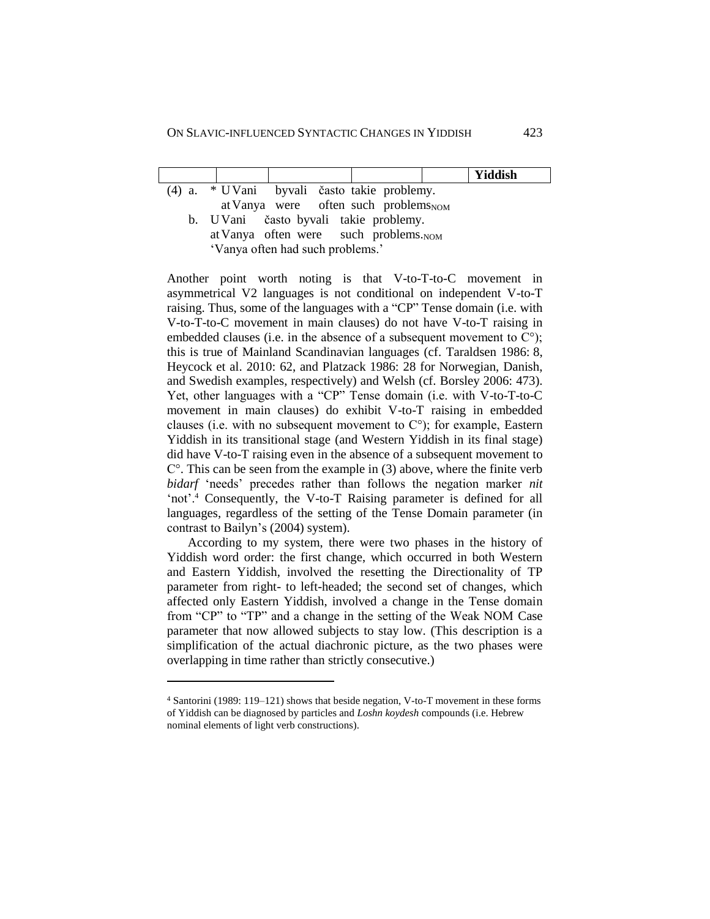| | | | | | | Yiddish |
|---|---|---|---|---|---|---|

(4) a. * U Vani byvali často takie problemy.
  at Vanya were often such problems$_{NOM}$

b. U Vani často byvali takie problemy.
  at Vanya often were such problems.$_{NOM}$
  'Vanya often had such problems.'

Another point worth noting is that V-to-T-to-C movement in asymmetrical V2 languages is not conditional on independent V-to-T raising. Thus, some of the languages with a "CP" Tense domain (i.e. with V-to-T-to-C movement in main clauses) do not have V-to-T raising in embedded clauses (i.e. in the absence of a subsequent movement to C°); this is true of Mainland Scandinavian languages (cf. Taraldsen 1986: 8, Heycock et al. 2010: 62, and Platzack 1986: 28 for Norwegian, Danish, and Swedish examples, respectively) and Welsh (cf. Borsley 2006: 473). Yet, other languages with a "CP" Tense domain (i.e. with V-to-T-to-C movement in main clauses) do exhibit V-to-T raising in embedded clauses (i.e. with no subsequent movement to C°); for example, Eastern Yiddish in its transitional stage (and Western Yiddish in its final stage) did have V-to-T raising even in the absence of a subsequent movement to C°. This can be seen from the example in (3) above, where the finite verb *bidarf* 'needs' precedes rather than follows the negation marker *nit* 'not'.[4] Consequently, the V-to-T Raising parameter is defined for all languages, regardless of the setting of the Tense Domain parameter (in contrast to Bailyn's (2004) system).

According to my system, there were two phases in the history of Yiddish word order: the first change, which occurred in both Western and Eastern Yiddish, involved the resetting the Directionality of TP parameter from right- to left-headed; the second set of changes, which affected only Eastern Yiddish, involved a change in the Tense domain from "CP" to "TP" and a change in the setting of the Weak NOM Case parameter that now allowed subjects to stay low. (This description is a simplification of the actual diachronic picture, as the two phases were overlapping in time rather than strictly consecutive.)

[4] Santorini (1989: 119–121) shows that beside negation, V-to-T movement in these forms of Yiddish can be diagnosed by particles and *Loshn koydesh* compounds (i.e. Hebrew nominal elements of light verb constructions).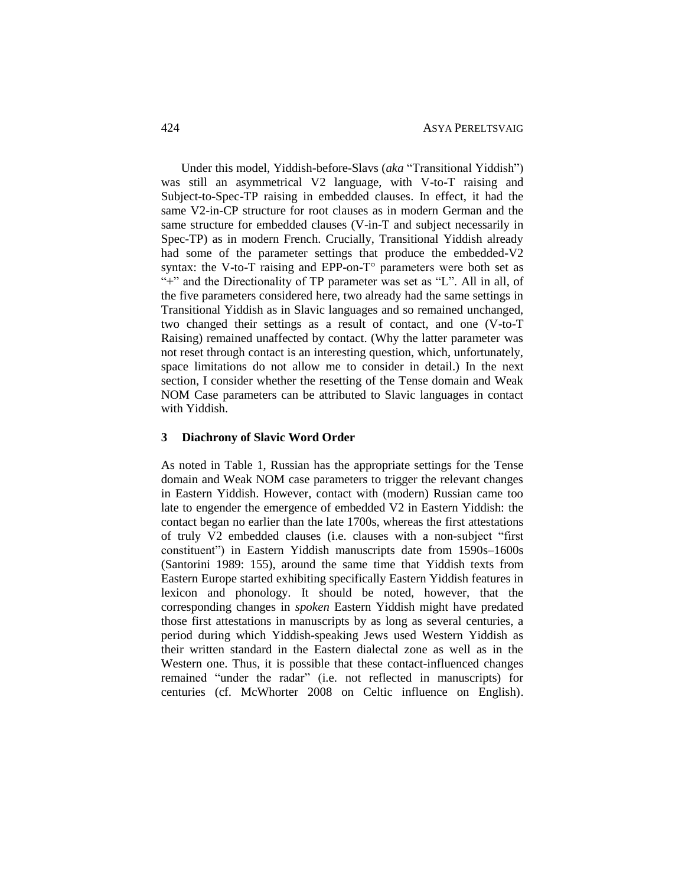Under this model, Yiddish-before-Slavs (*aka* "Transitional Yiddish") was still an asymmetrical V2 language, with V-to-T raising and Subject-to-Spec-TP raising in embedded clauses. In effect, it had the same V2-in-CP structure for root clauses as in modern German and the same structure for embedded clauses (V-in-T and subject necessarily in Spec-TP) as in modern French. Crucially, Transitional Yiddish already had some of the parameter settings that produce the embedded-V2 syntax: the V-to-T raising and EPP-on-T° parameters were both set as "+" and the Directionality of TP parameter was set as "L". All in all, of the five parameters considered here, two already had the same settings in Transitional Yiddish as in Slavic languages and so remained unchanged, two changed their settings as a result of contact, and one (V-to-T Raising) remained unaffected by contact. (Why the latter parameter was not reset through contact is an interesting question, which, unfortunately, space limitations do not allow me to consider in detail.) In the next section, I consider whether the resetting of the Tense domain and Weak NOM Case parameters can be attributed to Slavic languages in contact with Yiddish.

## 3 Diachrony of Slavic Word Order

As noted in Table 1, Russian has the appropriate settings for the Tense domain and Weak NOM case parameters to trigger the relevant changes in Eastern Yiddish. However, contact with (modern) Russian came too late to engender the emergence of embedded V2 in Eastern Yiddish: the contact began no earlier than the late 1700s, whereas the first attestations of truly V2 embedded clauses (i.e. clauses with a non-subject "first constituent") in Eastern Yiddish manuscripts date from 1590s–1600s (Santorini 1989: 155), around the same time that Yiddish texts from Eastern Europe started exhibiting specifically Eastern Yiddish features in lexicon and phonology. It should be noted, however, that the corresponding changes in *spoken* Eastern Yiddish might have predated those first attestations in manuscripts by as long as several centuries, a period during which Yiddish-speaking Jews used Western Yiddish as their written standard in the Eastern dialectal zone as well as in the Western one. Thus, it is possible that these contact-influenced changes remained "under the radar" (i.e. not reflected in manuscripts) for centuries (cf. McWhorter 2008 on Celtic influence on English).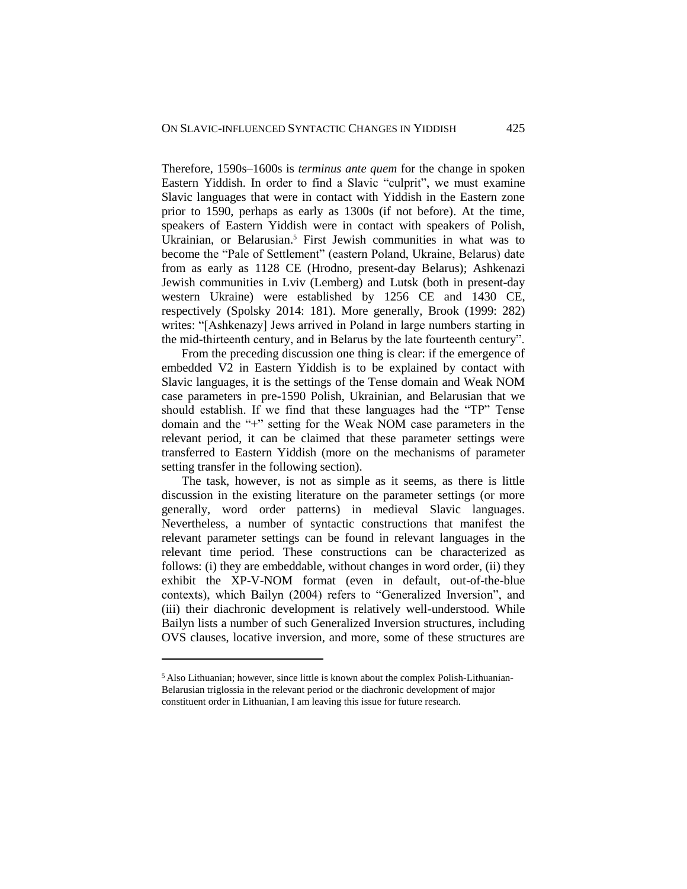Therefore, 1590s–1600s is *terminus ante quem* for the change in spoken Eastern Yiddish. In order to find a Slavic "culprit", we must examine Slavic languages that were in contact with Yiddish in the Eastern zone prior to 1590, perhaps as early as 1300s (if not before). At the time, speakers of Eastern Yiddish were in contact with speakers of Polish, Ukrainian, or Belarusian.[5] First Jewish communities in what was to become the "Pale of Settlement" (eastern Poland, Ukraine, Belarus) date from as early as 1128 CE (Hrodno, present-day Belarus); Ashkenazi Jewish communities in Lviv (Lemberg) and Lutsk (both in present-day western Ukraine) were established by 1256 CE and 1430 CE, respectively (Spolsky 2014: 181). More generally, Brook (1999: 282) writes: "[Ashkenazy] Jews arrived in Poland in large numbers starting in the mid-thirteenth century, and in Belarus by the late fourteenth century".

From the preceding discussion one thing is clear: if the emergence of embedded V2 in Eastern Yiddish is to be explained by contact with Slavic languages, it is the settings of the Tense domain and Weak NOM case parameters in pre-1590 Polish, Ukrainian, and Belarusian that we should establish. If we find that these languages had the "TP" Tense domain and the "+" setting for the Weak NOM case parameters in the relevant period, it can be claimed that these parameter settings were transferred to Eastern Yiddish (more on the mechanisms of parameter setting transfer in the following section).

The task, however, is not as simple as it seems, as there is little discussion in the existing literature on the parameter settings (or more generally, word order patterns) in medieval Slavic languages. Nevertheless, a number of syntactic constructions that manifest the relevant parameter settings can be found in relevant languages in the relevant time period. These constructions can be characterized as follows: (i) they are embeddable, without changes in word order, (ii) they exhibit the XP-V-NOM format (even in default, out-of-the-blue contexts), which Bailyn (2004) refers to "Generalized Inversion", and (iii) their diachronic development is relatively well-understood. While Bailyn lists a number of such Generalized Inversion structures, including OVS clauses, locative inversion, and more, some of these structures are

[5] Also Lithuanian; however, since little is known about the complex Polish-Lithuanian-Belarusian triglossia in the relevant period or the diachronic development of major constituent order in Lithuanian, I am leaving this issue for future research.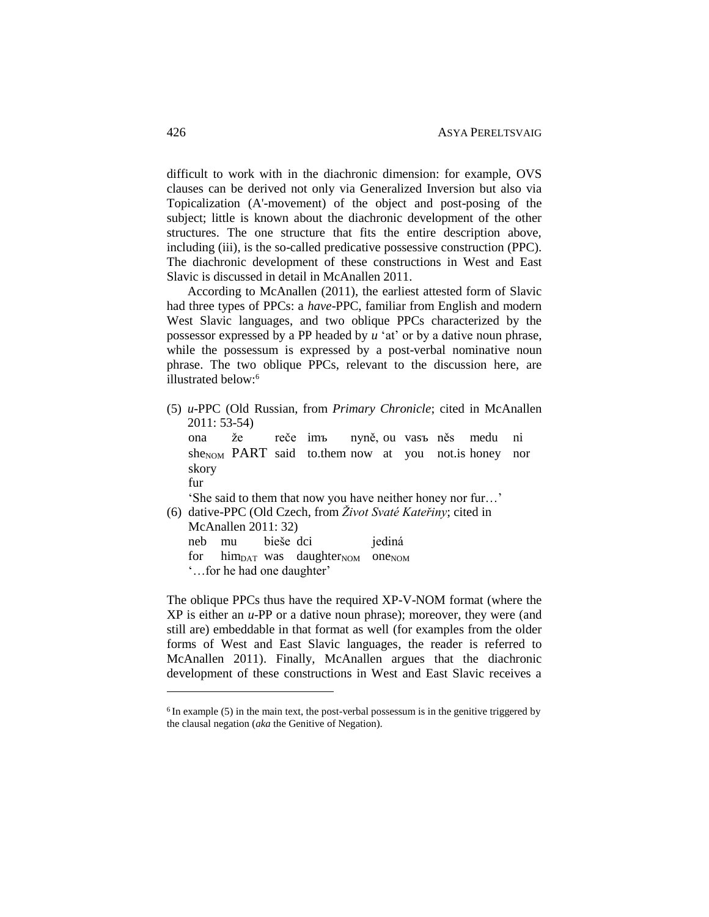difficult to work with in the diachronic dimension: for example, OVS clauses can be derived not only via Generalized Inversion but also via Topicalization (A'-movement) of the object and post-posing of the subject; little is known about the diachronic development of the other structures. The one structure that fits the entire description above, including (iii), is the so-called predicative possessive construction (PPC). The diachronic development of these constructions in West and East Slavic is discussed in detail in McAnallen 2011.

According to McAnallen (2011), the earliest attested form of Slavic had three types of PPCs: a *have*-PPC, familiar from English and modern West Slavic languages, and two oblique PPCs characterized by the possessor expressed by a PP headed by *u* 'at' or by a dative noun phrase, while the possessum is expressed by a post-verbal nominative noun phrase. The two oblique PPCs, relevant to the discussion here, are illustrated below:[6]

(5) *u*-PPC (Old Russian, from *Primary Chronicle*; cited in McAnallen 2011: 53-54)

ona že reče imъ nyně, ou vasъ něs medu ni skory
she$_{NOM}$ PART said to.them now at you not.is honey nor fur

'She said to them that now you have neither honey nor fur…'

(6) dative-PPC (Old Czech, from *Život Svaté Kateřiny*; cited in McAnallen 2011: 32)

neb mu bieše dci jediná
for him$_{DAT}$ was daughter$_{NOM}$ one$_{NOM}$

'…for he had one daughter'

The oblique PPCs thus have the required XP-V-NOM format (where the XP is either an *u*-PP or a dative noun phrase); moreover, they were (and still are) embeddable in that format as well (for examples from the older forms of West and East Slavic languages, the reader is referred to McAnallen 2011). Finally, McAnallen argues that the diachronic development of these constructions in West and East Slavic receives a

---

[6] In example (5) in the main text, the post-verbal possessum is in the genitive triggered by the clausal negation (*aka* the Genitive of Negation).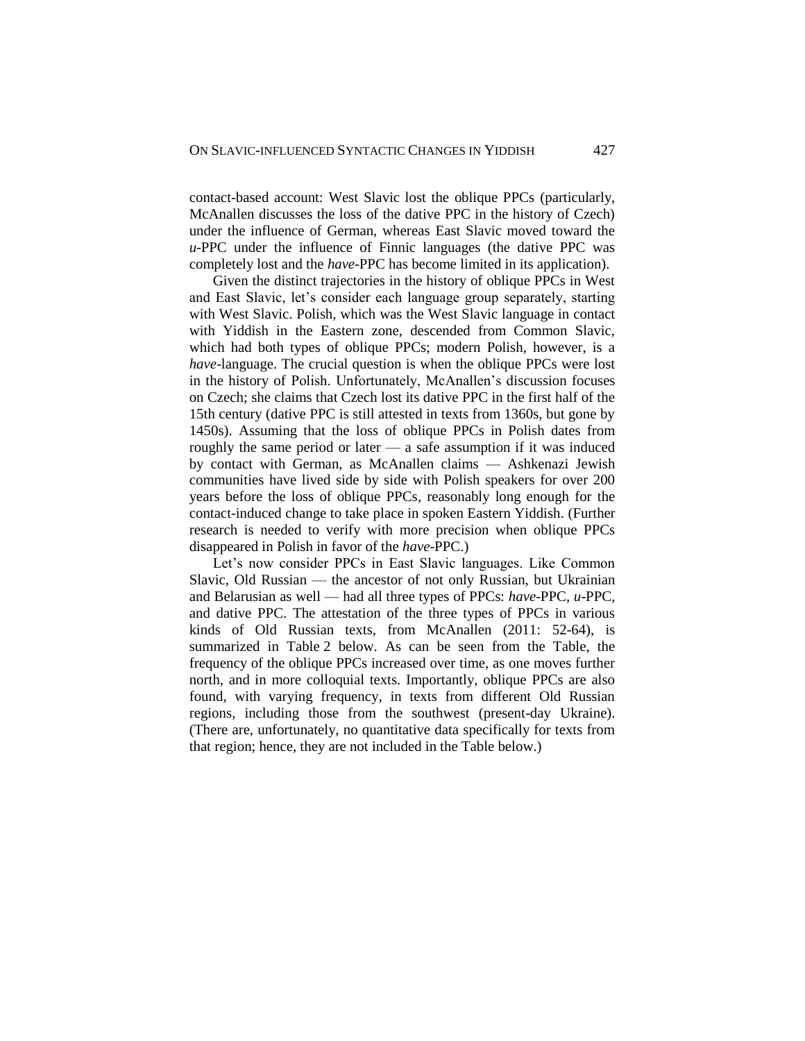contact-based account: West Slavic lost the oblique PPCs (particularly, McAnallen discusses the loss of the dative PPC in the history of Czech) under the influence of German, whereas East Slavic moved toward the *u*-PPC under the influence of Finnic languages (the dative PPC was completely lost and the *have*-PPC has become limited in its application).

Given the distinct trajectories in the history of oblique PPCs in West and East Slavic, let's consider each language group separately, starting with West Slavic. Polish, which was the West Slavic language in contact with Yiddish in the Eastern zone, descended from Common Slavic, which had both types of oblique PPCs; modern Polish, however, is a *have*-language. The crucial question is when the oblique PPCs were lost in the history of Polish. Unfortunately, McAnallen's discussion focuses on Czech; she claims that Czech lost its dative PPC in the first half of the 15th century (dative PPC is still attested in texts from 1360s, but gone by 1450s). Assuming that the loss of oblique PPCs in Polish dates from roughly the same period or later — a safe assumption if it was induced by contact with German, as McAnallen claims — Ashkenazi Jewish communities have lived side by side with Polish speakers for over 200 years before the loss of oblique PPCs, reasonably long enough for the contact-induced change to take place in spoken Eastern Yiddish. (Further research is needed to verify with more precision when oblique PPCs disappeared in Polish in favor of the *have*-PPC.)

Let's now consider PPCs in East Slavic languages. Like Common Slavic, Old Russian — the ancestor of not only Russian, but Ukrainian and Belarusian as well — had all three types of PPCs: *have*-PPC, *u*-PPC, and dative PPC. The attestation of the three types of PPCs in various kinds of Old Russian texts, from McAnallen (2011: 52-64), is summarized in Table 2 below. As can be seen from the Table, the frequency of the oblique PPCs increased over time, as one moves further north, and in more colloquial texts. Importantly, oblique PPCs are also found, with varying frequency, in texts from different Old Russian regions, including those from the southwest (present-day Ukraine). (There are, unfortunately, no quantitative data specifically for texts from that region; hence, they are not included in the Table below.)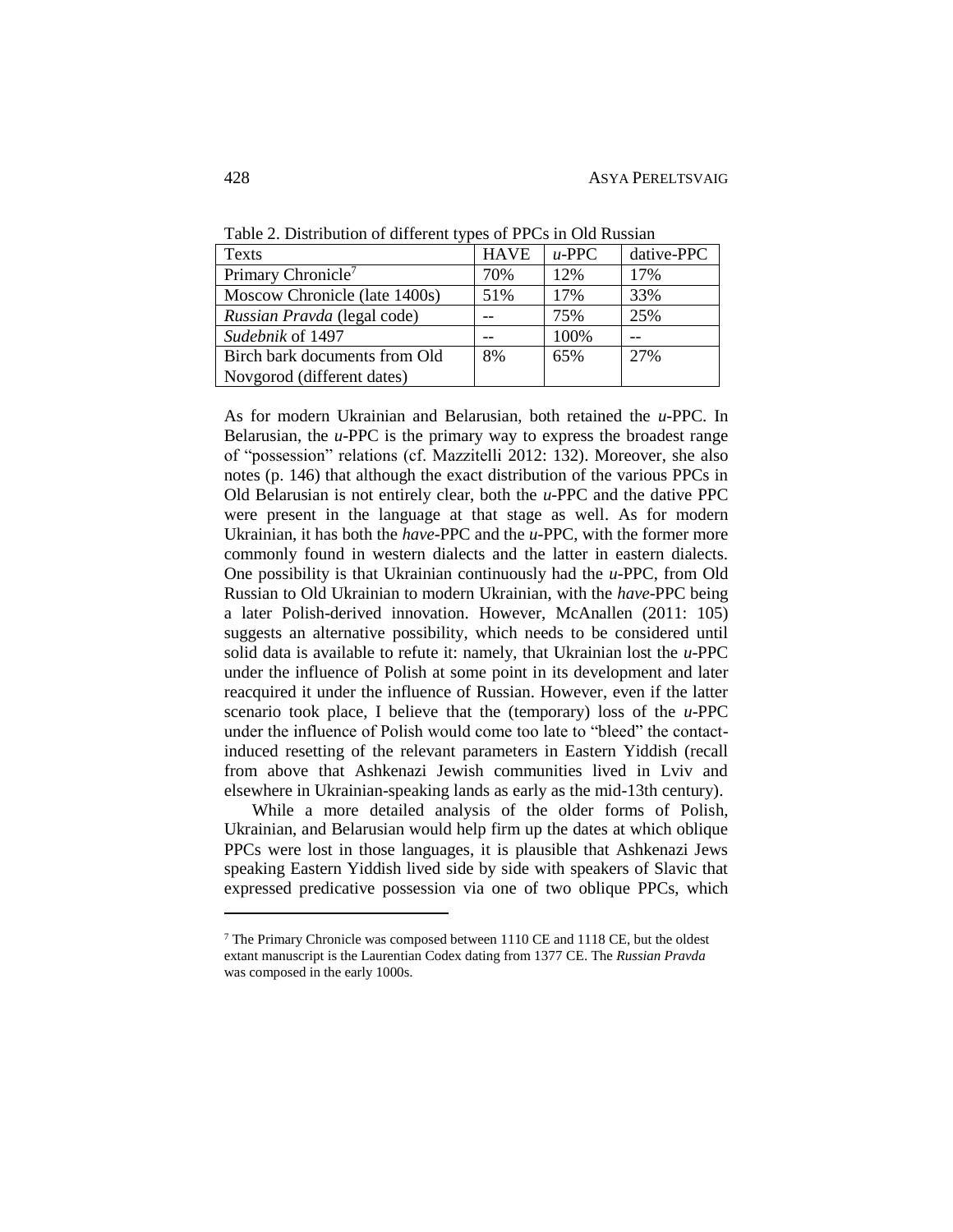Table 2. Distribution of different types of PPCs in Old Russian

| Texts | HAVE | *u*-PPC | dative-PPC |
|---|---|---|---|
| Primary Chronicle[7] | 70% | 12% | 17% |
| Moscow Chronicle (late 1400s) | 51% | 17% | 33% |
| *Russian Pravda* (legal code) | -- | 75% | 25% |
| *Sudebnik* of 1497 | -- | 100% | -- |
| Birch bark documents from Old Novgorod (different dates) | 8% | 65% | 27% |

As for modern Ukrainian and Belarusian, both retained the *u*-PPC. In Belarusian, the *u*-PPC is the primary way to express the broadest range of "possession" relations (cf. Mazzitelli 2012: 132). Moreover, she also notes (p. 146) that although the exact distribution of the various PPCs in Old Belarusian is not entirely clear, both the *u*-PPC and the dative PPC were present in the language at that stage as well. As for modern Ukrainian, it has both the *have*-PPC and the *u*-PPC, with the former more commonly found in western dialects and the latter in eastern dialects. One possibility is that Ukrainian continuously had the *u*-PPC, from Old Russian to Old Ukrainian to modern Ukrainian, with the *have*-PPC being a later Polish-derived innovation. However, McAnallen (2011: 105) suggests an alternative possibility, which needs to be considered until solid data is available to refute it: namely, that Ukrainian lost the *u*-PPC under the influence of Polish at some point in its development and later reacquired it under the influence of Russian. However, even if the latter scenario took place, I believe that the (temporary) loss of the *u*-PPC under the influence of Polish would come too late to "bleed" the contact-induced resetting of the relevant parameters in Eastern Yiddish (recall from above that Ashkenazi Jewish communities lived in Lviv and elsewhere in Ukrainian-speaking lands as early as the mid-13th century).

While a more detailed analysis of the older forms of Polish, Ukrainian, and Belarusian would help firm up the dates at which oblique PPCs were lost in those languages, it is plausible that Ashkenazi Jews speaking Eastern Yiddish lived side by side with speakers of Slavic that expressed predicative possession via one of two oblique PPCs, which

---

[7] The Primary Chronicle was composed between 1110 CE and 1118 CE, but the oldest extant manuscript is the Laurentian Codex dating from 1377 CE. The *Russian Pravda* was composed in the early 1000s.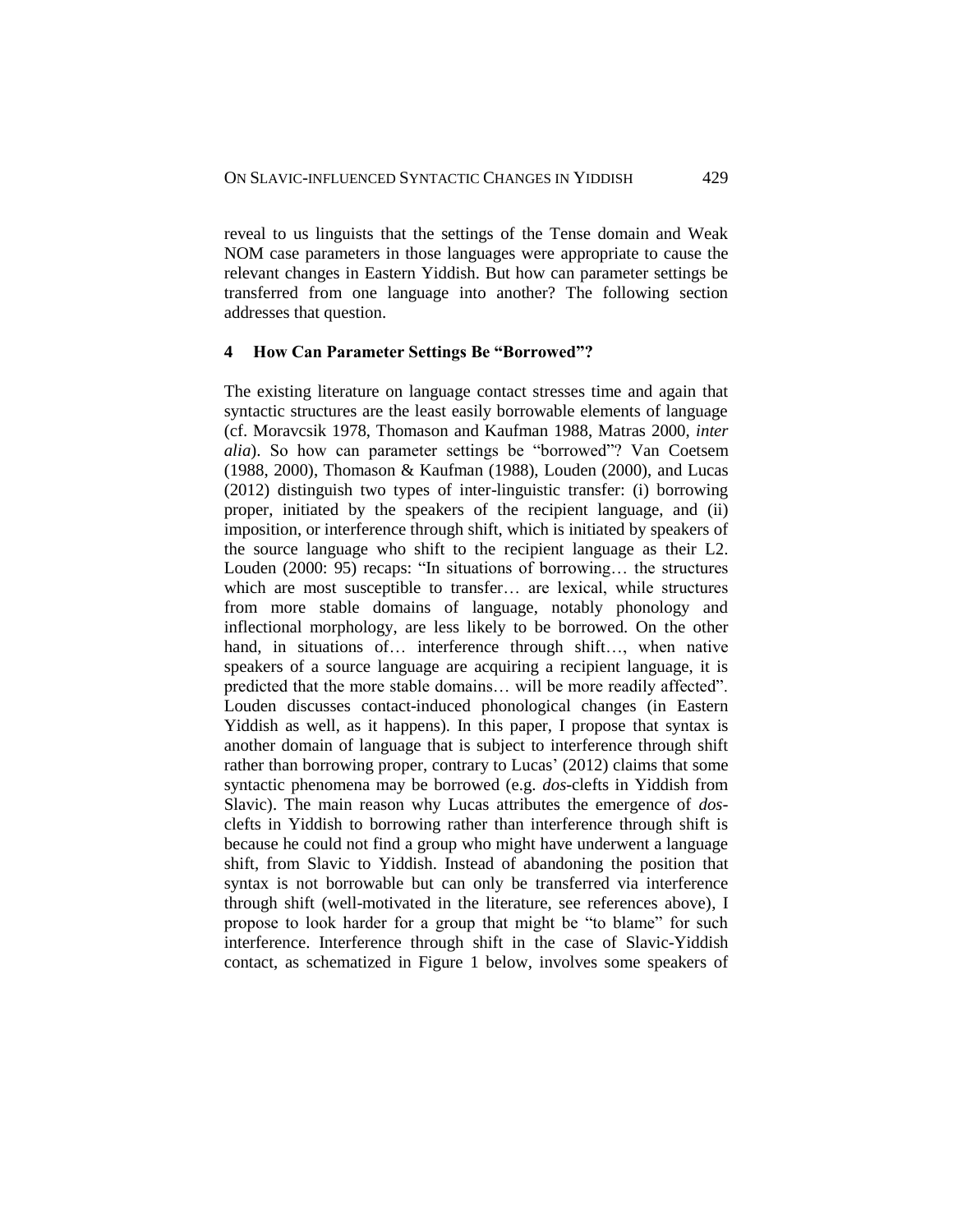reveal to us linguists that the settings of the Tense domain and Weak NOM case parameters in those languages were appropriate to cause the relevant changes in Eastern Yiddish. But how can parameter settings be transferred from one language into another? The following section addresses that question.

## 4 How Can Parameter Settings Be "Borrowed"?

The existing literature on language contact stresses time and again that syntactic structures are the least easily borrowable elements of language (cf. Moravcsik 1978, Thomason and Kaufman 1988, Matras 2000, *inter alia*). So how can parameter settings be "borrowed"? Van Coetsem (1988, 2000), Thomason & Kaufman (1988), Louden (2000), and Lucas (2012) distinguish two types of inter-linguistic transfer: (i) borrowing proper, initiated by the speakers of the recipient language, and (ii) imposition, or interference through shift, which is initiated by speakers of the source language who shift to the recipient language as their L2. Louden (2000: 95) recaps: "In situations of borrowing… the structures which are most susceptible to transfer… are lexical, while structures from more stable domains of language, notably phonology and inflectional morphology, are less likely to be borrowed. On the other hand, in situations of… interference through shift…, when native speakers of a source language are acquiring a recipient language, it is predicted that the more stable domains… will be more readily affected". Louden discusses contact-induced phonological changes (in Eastern Yiddish as well, as it happens). In this paper, I propose that syntax is another domain of language that is subject to interference through shift rather than borrowing proper, contrary to Lucas' (2012) claims that some syntactic phenomena may be borrowed (e.g. *dos*-clefts in Yiddish from Slavic). The main reason why Lucas attributes the emergence of *dos*-clefts in Yiddish to borrowing rather than interference through shift is because he could not find a group who might have underwent a language shift, from Slavic to Yiddish. Instead of abandoning the position that syntax is not borrowable but can only be transferred via interference through shift (well-motivated in the literature, see references above), I propose to look harder for a group that might be "to blame" for such interference. Interference through shift in the case of Slavic-Yiddish contact, as schematized in Figure 1 below, involves some speakers of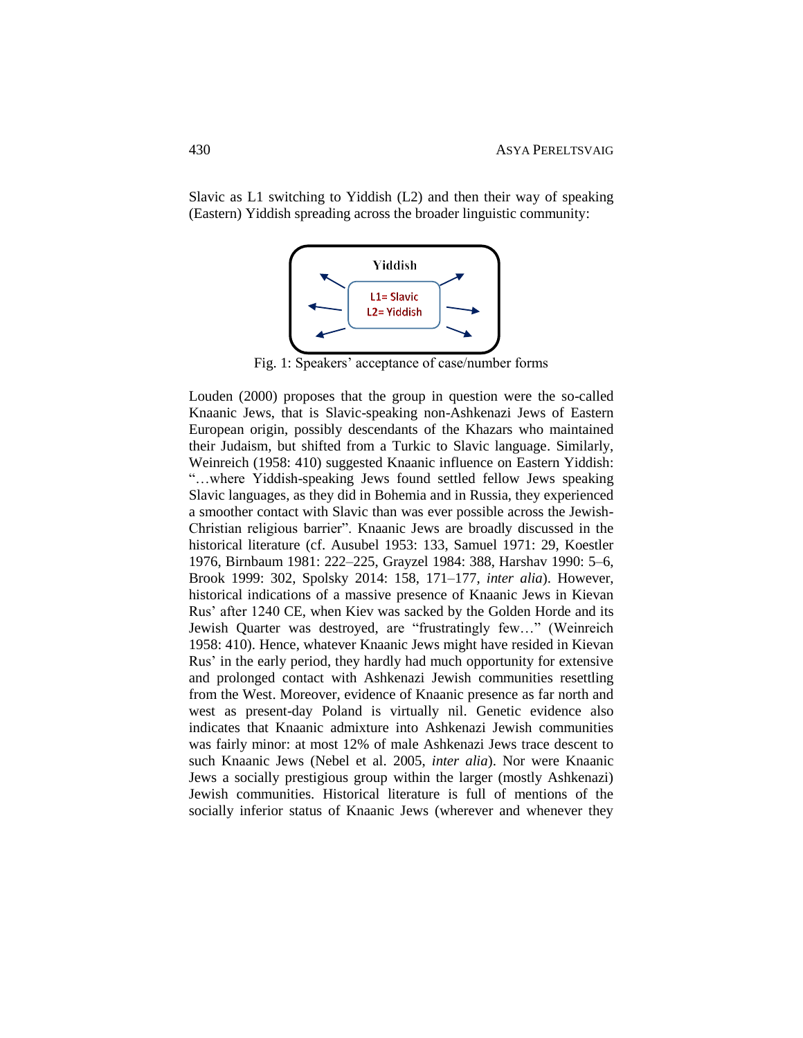Slavic as L1 switching to Yiddish (L2) and then their way of speaking (Eastern) Yiddish spreading across the broader linguistic community:

Yiddish

L1= Slavic
L2= Yiddish

Fig. 1: Speakers' acceptance of case/number forms

Louden (2000) proposes that the group in question were the so-called Knaanic Jews, that is Slavic-speaking non-Ashkenazi Jews of Eastern European origin, possibly descendants of the Khazars who maintained their Judaism, but shifted from a Turkic to Slavic language. Similarly, Weinreich (1958: 410) suggested Knaanic influence on Eastern Yiddish: "…where Yiddish-speaking Jews found settled fellow Jews speaking Slavic languages, as they did in Bohemia and in Russia, they experienced a smoother contact with Slavic than was ever possible across the Jewish-Christian religious barrier". Knaanic Jews are broadly discussed in the historical literature (cf. Ausubel 1953: 133, Samuel 1971: 29, Koestler 1976, Birnbaum 1981: 222–225, Grayzel 1984: 388, Harshav 1990: 5–6, Brook 1999: 302, Spolsky 2014: 158, 171–177, *inter alia*). However, historical indications of a massive presence of Knaanic Jews in Kievan Rus' after 1240 CE, when Kiev was sacked by the Golden Horde and its Jewish Quarter was destroyed, are "frustratingly few…" (Weinreich 1958: 410). Hence, whatever Knaanic Jews might have resided in Kievan Rus' in the early period, they hardly had much opportunity for extensive and prolonged contact with Ashkenazi Jewish communities resettling from the West. Moreover, evidence of Knaanic presence as far north and west as present-day Poland is virtually nil. Genetic evidence also indicates that Knaanic admixture into Ashkenazi Jewish communities was fairly minor: at most 12% of male Ashkenazi Jews trace descent to such Knaanic Jews (Nebel et al. 2005, *inter alia*). Nor were Knaanic Jews a socially prestigious group within the larger (mostly Ashkenazi) Jewish communities. Historical literature is full of mentions of the socially inferior status of Knaanic Jews (wherever and whenever they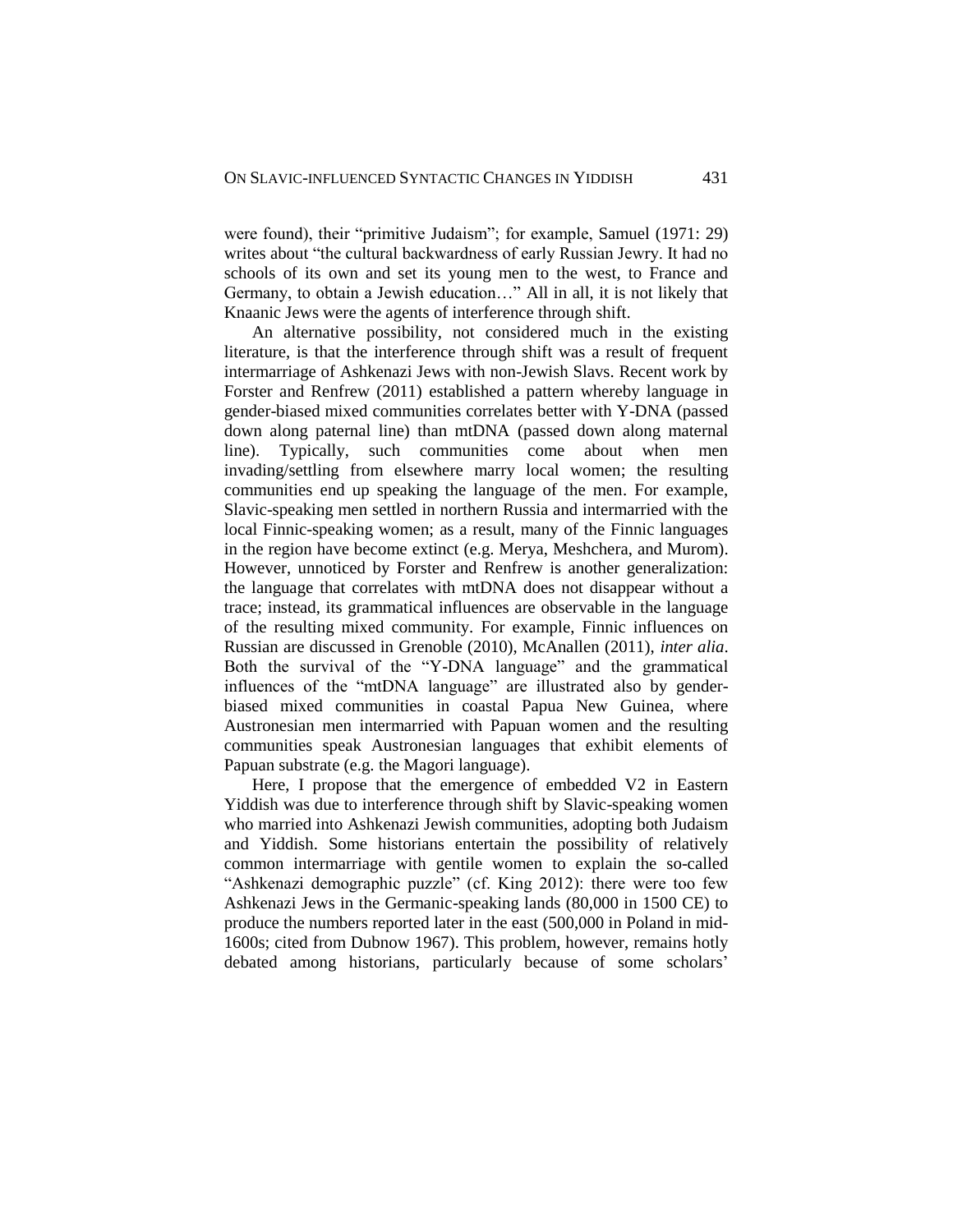were found), their "primitive Judaism"; for example, Samuel (1971: 29) writes about "the cultural backwardness of early Russian Jewry. It had no schools of its own and set its young men to the west, to France and Germany, to obtain a Jewish education…" All in all, it is not likely that Knaanic Jews were the agents of interference through shift.

An alternative possibility, not considered much in the existing literature, is that the interference through shift was a result of frequent intermarriage of Ashkenazi Jews with non-Jewish Slavs. Recent work by Forster and Renfrew (2011) established a pattern whereby language in gender-biased mixed communities correlates better with Y-DNA (passed down along paternal line) than mtDNA (passed down along maternal line). Typically, such communities come about when men invading/settling from elsewhere marry local women; the resulting communities end up speaking the language of the men. For example, Slavic-speaking men settled in northern Russia and intermarried with the local Finnic-speaking women; as a result, many of the Finnic languages in the region have become extinct (e.g. Merya, Meshchera, and Murom). However, unnoticed by Forster and Renfrew is another generalization: the language that correlates with mtDNA does not disappear without a trace; instead, its grammatical influences are observable in the language of the resulting mixed community. For example, Finnic influences on Russian are discussed in Grenoble (2010), McAnallen (2011), *inter alia*. Both the survival of the "Y-DNA language" and the grammatical influences of the "mtDNA language" are illustrated also by gender-biased mixed communities in coastal Papua New Guinea, where Austronesian men intermarried with Papuan women and the resulting communities speak Austronesian languages that exhibit elements of Papuan substrate (e.g. the Magori language).

Here, I propose that the emergence of embedded V2 in Eastern Yiddish was due to interference through shift by Slavic-speaking women who married into Ashkenazi Jewish communities, adopting both Judaism and Yiddish. Some historians entertain the possibility of relatively common intermarriage with gentile women to explain the so-called "Ashkenazi demographic puzzle" (cf. King 2012): there were too few Ashkenazi Jews in the Germanic-speaking lands (80,000 in 1500 CE) to produce the numbers reported later in the east (500,000 in Poland in mid-1600s; cited from Dubnow 1967). This problem, however, remains hotly debated among historians, particularly because of some scholars'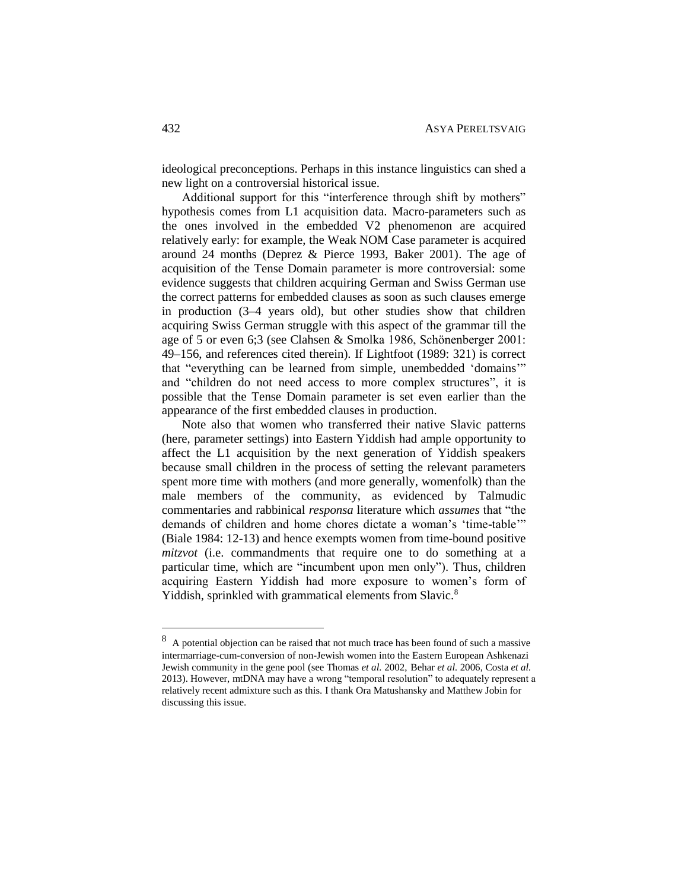ideological preconceptions. Perhaps in this instance linguistics can shed a new light on a controversial historical issue.

Additional support for this "interference through shift by mothers" hypothesis comes from L1 acquisition data. Macro-parameters such as the ones involved in the embedded V2 phenomenon are acquired relatively early: for example, the Weak NOM Case parameter is acquired around 24 months (Deprez & Pierce 1993, Baker 2001). The age of acquisition of the Tense Domain parameter is more controversial: some evidence suggests that children acquiring German and Swiss German use the correct patterns for embedded clauses as soon as such clauses emerge in production (3–4 years old), but other studies show that children acquiring Swiss German struggle with this aspect of the grammar till the age of 5 or even 6;3 (see Clahsen & Smolka 1986, Schönenberger 2001: 49–156, and references cited therein). If Lightfoot (1989: 321) is correct that "everything can be learned from simple, unembedded 'domains'" and "children do not need access to more complex structures", it is possible that the Tense Domain parameter is set even earlier than the appearance of the first embedded clauses in production.

Note also that women who transferred their native Slavic patterns (here, parameter settings) into Eastern Yiddish had ample opportunity to affect the L1 acquisition by the next generation of Yiddish speakers because small children in the process of setting the relevant parameters spent more time with mothers (and more generally, womenfolk) than the male members of the community, as evidenced by Talmudic commentaries and rabbinical *responsa* literature which *assumes* that "the demands of children and home chores dictate a woman's 'time-table'" (Biale 1984: 12-13) and hence exempts women from time-bound positive *mitzvot* (i.e. commandments that require one to do something at a particular time, which are "incumbent upon men only"). Thus, children acquiring Eastern Yiddish had more exposure to women's form of Yiddish, sprinkled with grammatical elements from Slavic.[8]

---

[8] A potential objection can be raised that not much trace has been found of such a massive intermarriage-cum-conversion of non-Jewish women into the Eastern European Ashkenazi Jewish community in the gene pool (see Thomas *et al.* 2002, Behar *et al.* 2006, Costa *et al.* 2013). However, mtDNA may have a wrong "temporal resolution" to adequately represent a relatively recent admixture such as this. I thank Ora Matushansky and Matthew Jobin for discussing this issue.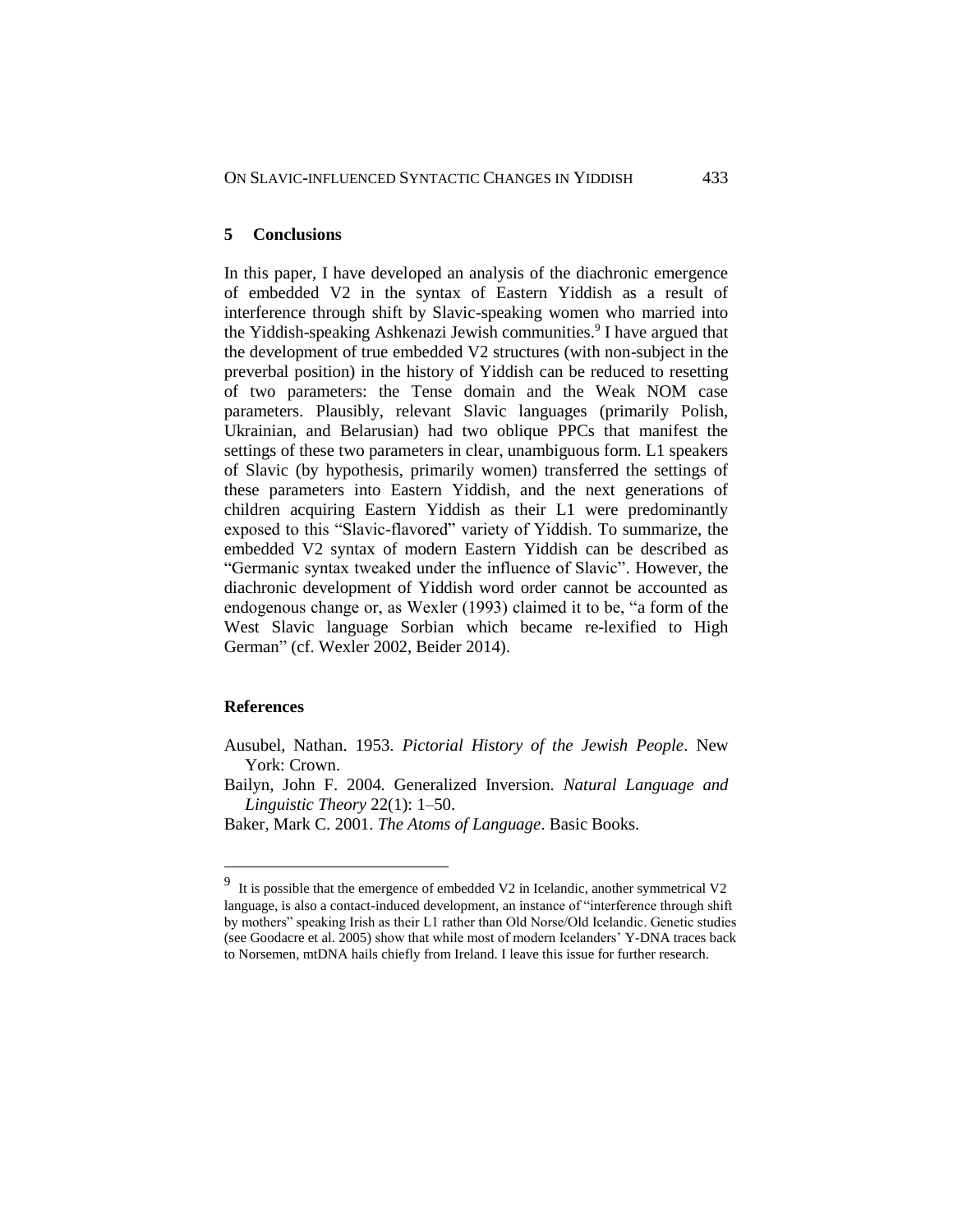## 5 Conclusions

In this paper, I have developed an analysis of the diachronic emergence of embedded V2 in the syntax of Eastern Yiddish as a result of interference through shift by Slavic-speaking women who married into the Yiddish-speaking Ashkenazi Jewish communities.[9] I have argued that the development of true embedded V2 structures (with non-subject in the preverbal position) in the history of Yiddish can be reduced to resetting of two parameters: the Tense domain and the Weak NOM case parameters. Plausibly, relevant Slavic languages (primarily Polish, Ukrainian, and Belarusian) had two oblique PPCs that manifest the settings of these two parameters in clear, unambiguous form. L1 speakers of Slavic (by hypothesis, primarily women) transferred the settings of these parameters into Eastern Yiddish, and the next generations of children acquiring Eastern Yiddish as their L1 were predominantly exposed to this "Slavic-flavored" variety of Yiddish. To summarize, the embedded V2 syntax of modern Eastern Yiddish can be described as "Germanic syntax tweaked under the influence of Slavic". However, the diachronic development of Yiddish word order cannot be accounted as endogenous change or, as Wexler (1993) claimed it to be, "a form of the West Slavic language Sorbian which became re-lexified to High German" (cf. Wexler 2002, Beider 2014).

## References

Ausubel, Nathan. 1953. *Pictorial History of the Jewish People*. New York: Crown.

Bailyn, John F. 2004. Generalized Inversion. *Natural Language and Linguistic Theory* 22(1): 1–50.

Baker, Mark C. 2001. *The Atoms of Language*. Basic Books.

---

[9] It is possible that the emergence of embedded V2 in Icelandic, another symmetrical V2 language, is also a contact-induced development, an instance of "interference through shift by mothers" speaking Irish as their L1 rather than Old Norse/Old Icelandic. Genetic studies (see Goodacre et al. 2005) show that while most of modern Icelanders' Y-DNA traces back to Norsemen, mtDNA hails chiefly from Ireland. I leave this issue for further research.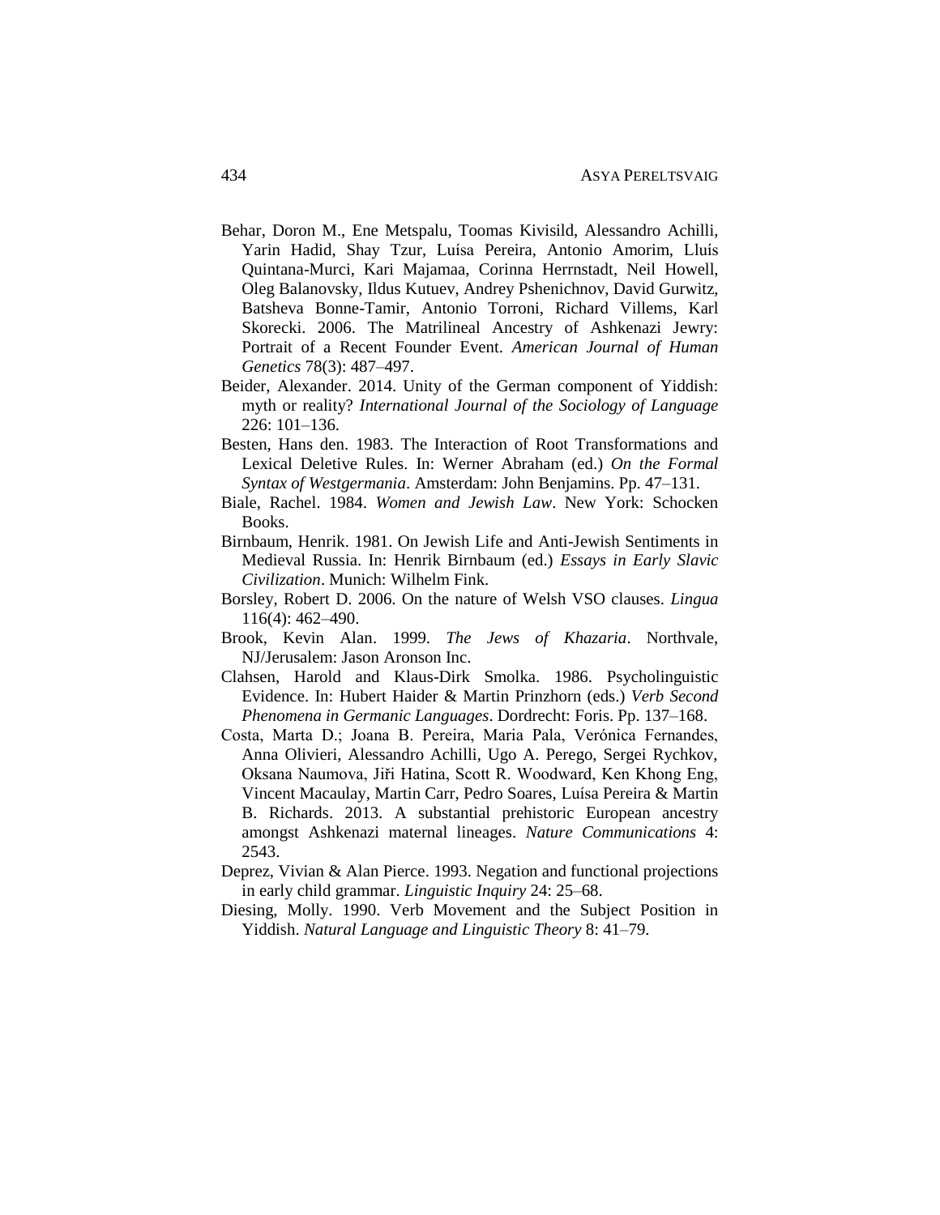Behar, Doron M., Ene Metspalu, Toomas Kivisild, Alessandro Achilli, Yarin Hadid, Shay Tzur, Luísa Pereira, Antonio Amorim, Lluís Quintana-Murci, Kari Majamaa, Corinna Herrnstadt, Neil Howell, Oleg Balanovsky, Ildus Kutuev, Andrey Pshenichnov, David Gurwitz, Batsheva Bonne-Tamir, Antonio Torroni, Richard Villems, Karl Skorecki. 2006. The Matrilineal Ancestry of Ashkenazi Jewry: Portrait of a Recent Founder Event. *American Journal of Human Genetics* 78(3): 487–497.

Beider, Alexander. 2014. Unity of the German component of Yiddish: myth or reality? *International Journal of the Sociology of Language* 226: 101–136.

Besten, Hans den. 1983. The Interaction of Root Transformations and Lexical Deletive Rules. In: Werner Abraham (ed.) *On the Formal Syntax of Westgermania*. Amsterdam: John Benjamins. Pp. 47–131.

Biale, Rachel. 1984. *Women and Jewish Law*. New York: Schocken Books.

Birnbaum, Henrik. 1981. On Jewish Life and Anti-Jewish Sentiments in Medieval Russia. In: Henrik Birnbaum (ed.) *Essays in Early Slavic Civilization*. Munich: Wilhelm Fink.

Borsley, Robert D. 2006. On the nature of Welsh VSO clauses. *Lingua* 116(4): 462–490.

Brook, Kevin Alan. 1999. *The Jews of Khazaria*. Northvale, NJ/Jerusalem: Jason Aronson Inc.

Clahsen, Harold and Klaus-Dirk Smolka. 1986. Psycholinguistic Evidence. In: Hubert Haider & Martin Prinzhorn (eds.) *Verb Second Phenomena in Germanic Languages*. Dordrecht: Foris. Pp. 137–168.

Costa, Marta D.; Joana B. Pereira, Maria Pala, Verónica Fernandes, Anna Olivieri, Alessandro Achilli, Ugo A. Perego, Sergei Rychkov, Oksana Naumova, Jiři Hatina, Scott R. Woodward, Ken Khong Eng, Vincent Macaulay, Martin Carr, Pedro Soares, Luísa Pereira & Martin B. Richards. 2013. A substantial prehistoric European ancestry amongst Ashkenazi maternal lineages. *Nature Communications* 4: 2543.

Deprez, Vivian & Alan Pierce. 1993. Negation and functional projections in early child grammar. *Linguistic Inquiry* 24: 25–68.

Diesing, Molly. 1990. Verb Movement and the Subject Position in Yiddish. *Natural Language and Linguistic Theory* 8: 41–79.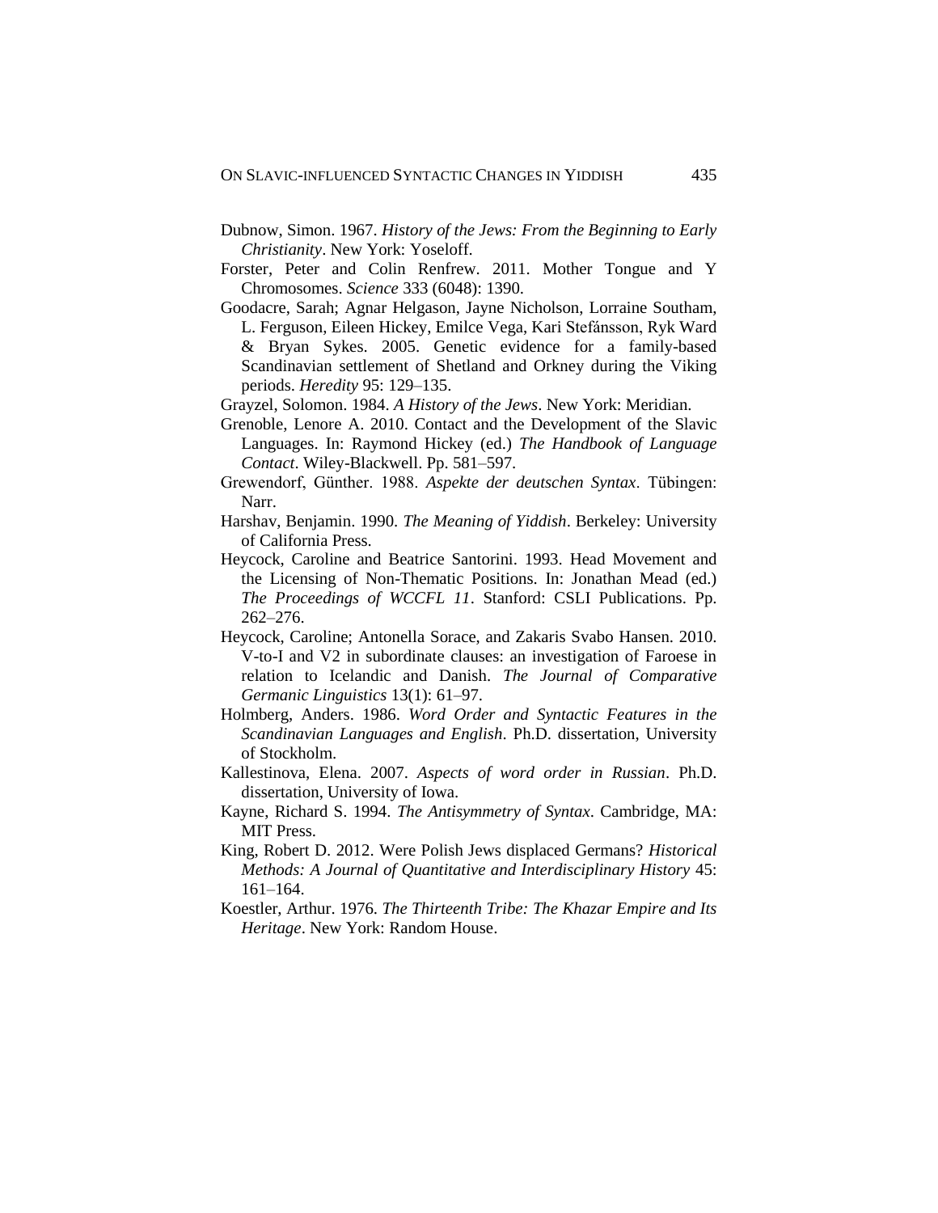Dubnow, Simon. 1967. *History of the Jews: From the Beginning to Early Christianity*. New York: Yoseloff.

Forster, Peter and Colin Renfrew. 2011. Mother Tongue and Y Chromosomes. *Science* 333 (6048): 1390.

Goodacre, Sarah; Agnar Helgason, Jayne Nicholson, Lorraine Southam, L. Ferguson, Eileen Hickey, Emilce Vega, Kari Stefánsson, Ryk Ward & Bryan Sykes. 2005. Genetic evidence for a family-based Scandinavian settlement of Shetland and Orkney during the Viking periods. *Heredity* 95: 129–135.

Grayzel, Solomon. 1984. *A History of the Jews*. New York: Meridian.

Grenoble, Lenore A. 2010. Contact and the Development of the Slavic Languages. In: Raymond Hickey (ed.) *The Handbook of Language Contact*. Wiley-Blackwell. Pp. 581–597.

Grewendorf, Günther. 1988. *Aspekte der deutschen Syntax*. Tübingen: Narr.

Harshav, Benjamin. 1990. *The Meaning of Yiddish*. Berkeley: University of California Press.

Heycock, Caroline and Beatrice Santorini. 1993. Head Movement and the Licensing of Non-Thematic Positions. In: Jonathan Mead (ed.) *The Proceedings of WCCFL 11*. Stanford: CSLI Publications. Pp. 262–276.

Heycock, Caroline; Antonella Sorace, and Zakaris Svabo Hansen. 2010. V-to-I and V2 in subordinate clauses: an investigation of Faroese in relation to Icelandic and Danish. *The Journal of Comparative Germanic Linguistics* 13(1): 61–97.

Holmberg, Anders. 1986. *Word Order and Syntactic Features in the Scandinavian Languages and English*. Ph.D. dissertation, University of Stockholm.

Kallestinova, Elena. 2007. *Aspects of word order in Russian*. Ph.D. dissertation, University of Iowa.

Kayne, Richard S. 1994. *The Antisymmetry of Syntax*. Cambridge, MA: MIT Press.

King, Robert D. 2012. Were Polish Jews displaced Germans? *Historical Methods: A Journal of Quantitative and Interdisciplinary History* 45: 161–164.

Koestler, Arthur. 1976. *The Thirteenth Tribe: The Khazar Empire and Its Heritage*. New York: Random House.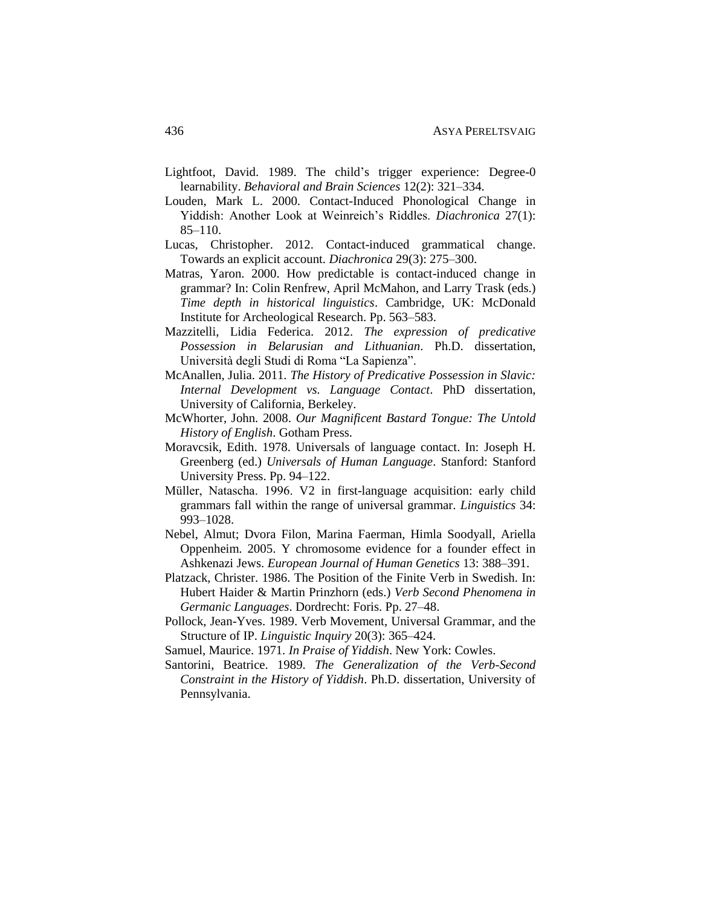Lightfoot, David. 1989. The child's trigger experience: Degree-0 learnability. *Behavioral and Brain Sciences* 12(2): 321–334.

Louden, Mark L. 2000. Contact-Induced Phonological Change in Yiddish: Another Look at Weinreich's Riddles. *Diachronica* 27(1): 85–110.

Lucas, Christopher. 2012. Contact-induced grammatical change. Towards an explicit account. *Diachronica* 29(3): 275–300.

Matras, Yaron. 2000. How predictable is contact-induced change in grammar? In: Colin Renfrew, April McMahon, and Larry Trask (eds.) *Time depth in historical linguistics*. Cambridge, UK: McDonald Institute for Archeological Research. Pp. 563–583.

Mazzitelli, Lidia Federica. 2012. *The expression of predicative Possession in Belarusian and Lithuanian*. Ph.D. dissertation, Università degli Studi di Roma "La Sapienza".

McAnallen, Julia. 2011. *The History of Predicative Possession in Slavic: Internal Development vs. Language Contact*. PhD dissertation, University of California, Berkeley.

McWhorter, John. 2008. *Our Magnificent Bastard Tongue: The Untold History of English*. Gotham Press.

Moravcsik, Edith. 1978. Universals of language contact. In: Joseph H. Greenberg (ed.) *Universals of Human Language*. Stanford: Stanford University Press. Pp. 94–122.

Müller, Natascha. 1996. V2 in first-language acquisition: early child grammars fall within the range of universal grammar. *Linguistics* 34: 993–1028.

Nebel, Almut; Dvora Filon, Marina Faerman, Himla Soodyall, Ariella Oppenheim. 2005. Y chromosome evidence for a founder effect in Ashkenazi Jews. *European Journal of Human Genetics* 13: 388–391.

Platzack, Christer. 1986. The Position of the Finite Verb in Swedish. In: Hubert Haider & Martin Prinzhorn (eds.) *Verb Second Phenomena in Germanic Languages*. Dordrecht: Foris. Pp. 27–48.

Pollock, Jean-Yves. 1989. Verb Movement, Universal Grammar, and the Structure of IP. *Linguistic Inquiry* 20(3): 365–424.

Samuel, Maurice. 1971. *In Praise of Yiddish*. New York: Cowles.

Santorini, Beatrice. 1989. *The Generalization of the Verb-Second Constraint in the History of Yiddish*. Ph.D. dissertation, University of Pennsylvania.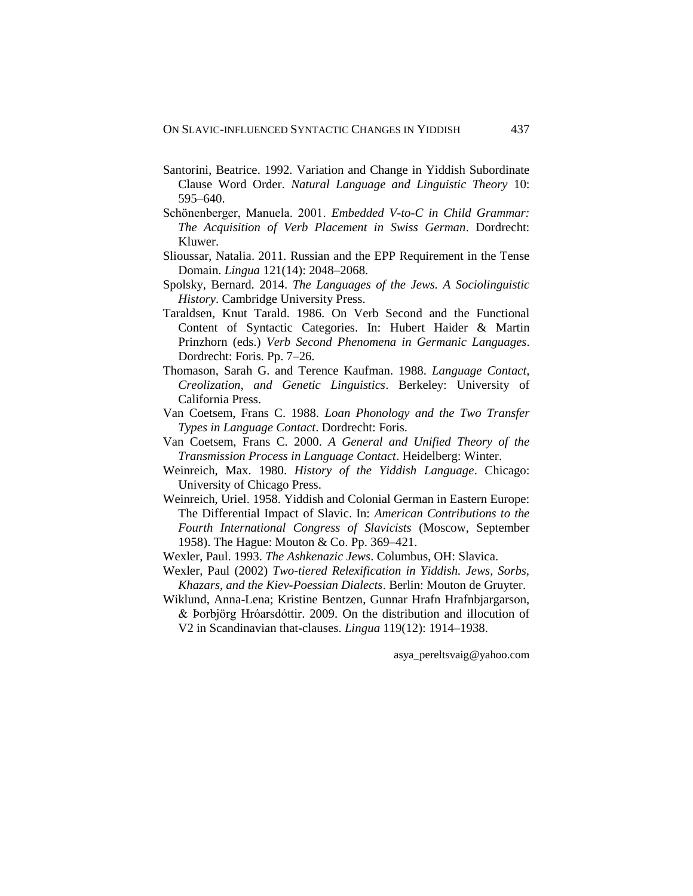Santorini, Beatrice. 1992. Variation and Change in Yiddish Subordinate Clause Word Order. *Natural Language and Linguistic Theory* 10: 595–640.

Schönenberger, Manuela. 2001. *Embedded V-to-C in Child Grammar: The Acquisition of Verb Placement in Swiss German*. Dordrecht: Kluwer.

Slioussar, Natalia. 2011. Russian and the EPP Requirement in the Tense Domain. *Lingua* 121(14): 2048–2068.

Spolsky, Bernard. 2014. *The Languages of the Jews. A Sociolinguistic History*. Cambridge University Press.

Taraldsen, Knut Tarald. 1986. On Verb Second and the Functional Content of Syntactic Categories. In: Hubert Haider & Martin Prinzhorn (eds.) *Verb Second Phenomena in Germanic Languages*. Dordrecht: Foris. Pp. 7–26.

Thomason, Sarah G. and Terence Kaufman. 1988. *Language Contact, Creolization, and Genetic Linguistics*. Berkeley: University of California Press.

Van Coetsem, Frans C. 1988. *Loan Phonology and the Two Transfer Types in Language Contact*. Dordrecht: Foris.

Van Coetsem, Frans C. 2000. *A General and Unified Theory of the Transmission Process in Language Contact*. Heidelberg: Winter.

Weinreich, Max. 1980. *History of the Yiddish Language*. Chicago: University of Chicago Press.

Weinreich, Uriel. 1958. Yiddish and Colonial German in Eastern Europe: The Differential Impact of Slavic. In: *American Contributions to the Fourth International Congress of Slavicists* (Moscow, September 1958). The Hague: Mouton & Co. Pp. 369–421.

Wexler, Paul. 1993. *The Ashkenazic Jews*. Columbus, OH: Slavica.

Wexler, Paul (2002) *Two-tiered Relexification in Yiddish. Jews, Sorbs, Khazars, and the Kiev-Poessian Dialects*. Berlin: Mouton de Gruyter.

Wiklund, Anna-Lena; Kristine Bentzen, Gunnar Hrafn Hrafnbjargarson, & Þorbjörg Hróarsdóttir. 2009. On the distribution and illocution of V2 in Scandinavian that-clauses. *Lingua* 119(12): 1914–1938.

asya_pereltsvaig@yahoo.com